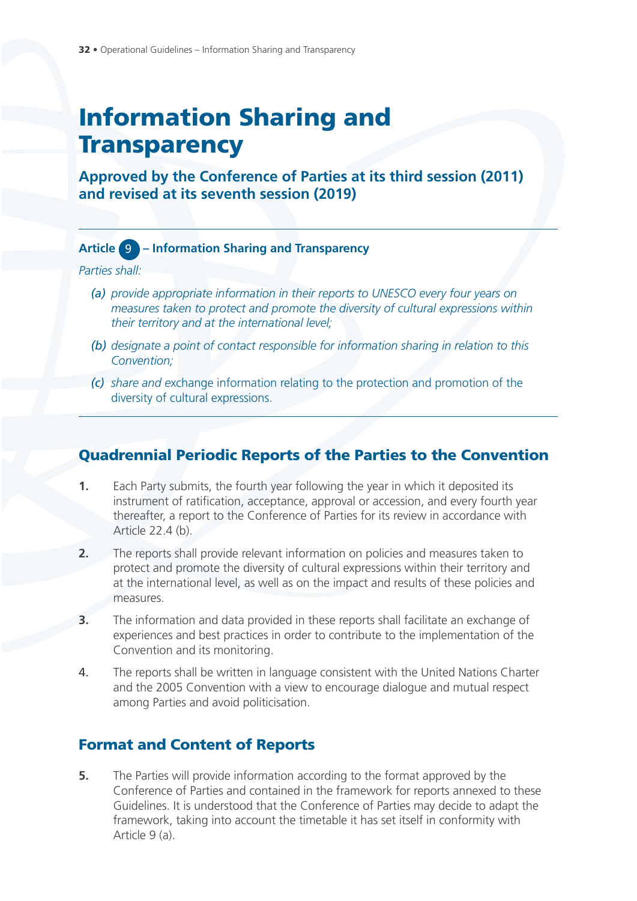# Information Sharing and Transparency

**Approved by the Conference of Parties at its third session (2011) and revised at its seventh session (2019)**

---

**Article 9 – Information Sharing and Transparency**

*Parties shall:*

*(a) provide appropriate information in their reports to UNESCO every four years on measures taken to protect and promote the diversity of cultural expressions within their territory and at the international level;*

*(b) designate a point of contact responsible for information sharing in relation to this Convention;*

*(c) share and* exchange information relating to the protection and promotion of the diversity of cultural expressions.

---

## Quadrennial Periodic Reports of the Parties to the Convention

**1.** Each Party submits, the fourth year following the year in which it deposited its instrument of ratification, acceptance, approval or accession, and every fourth year thereafter, a report to the Conference of Parties for its review in accordance with Article 22.4 (b).

**2.** The reports shall provide relevant information on policies and measures taken to protect and promote the diversity of cultural expressions within their territory and at the international level, as well as on the impact and results of these policies and measures.

**3.** The information and data provided in these reports shall facilitate an exchange of experiences and best practices in order to contribute to the implementation of the Convention and its monitoring.

4. The reports shall be written in language consistent with the United Nations Charter and the 2005 Convention with a view to encourage dialogue and mutual respect among Parties and avoid politicisation.

## Format and Content of Reports

**5.** The Parties will provide information according to the format approved by the Conference of Parties and contained in the framework for reports annexed to these Guidelines. It is understood that the Conference of Parties may decide to adapt the framework, taking into account the timetable it has set itself in conformity with Article 9 (a).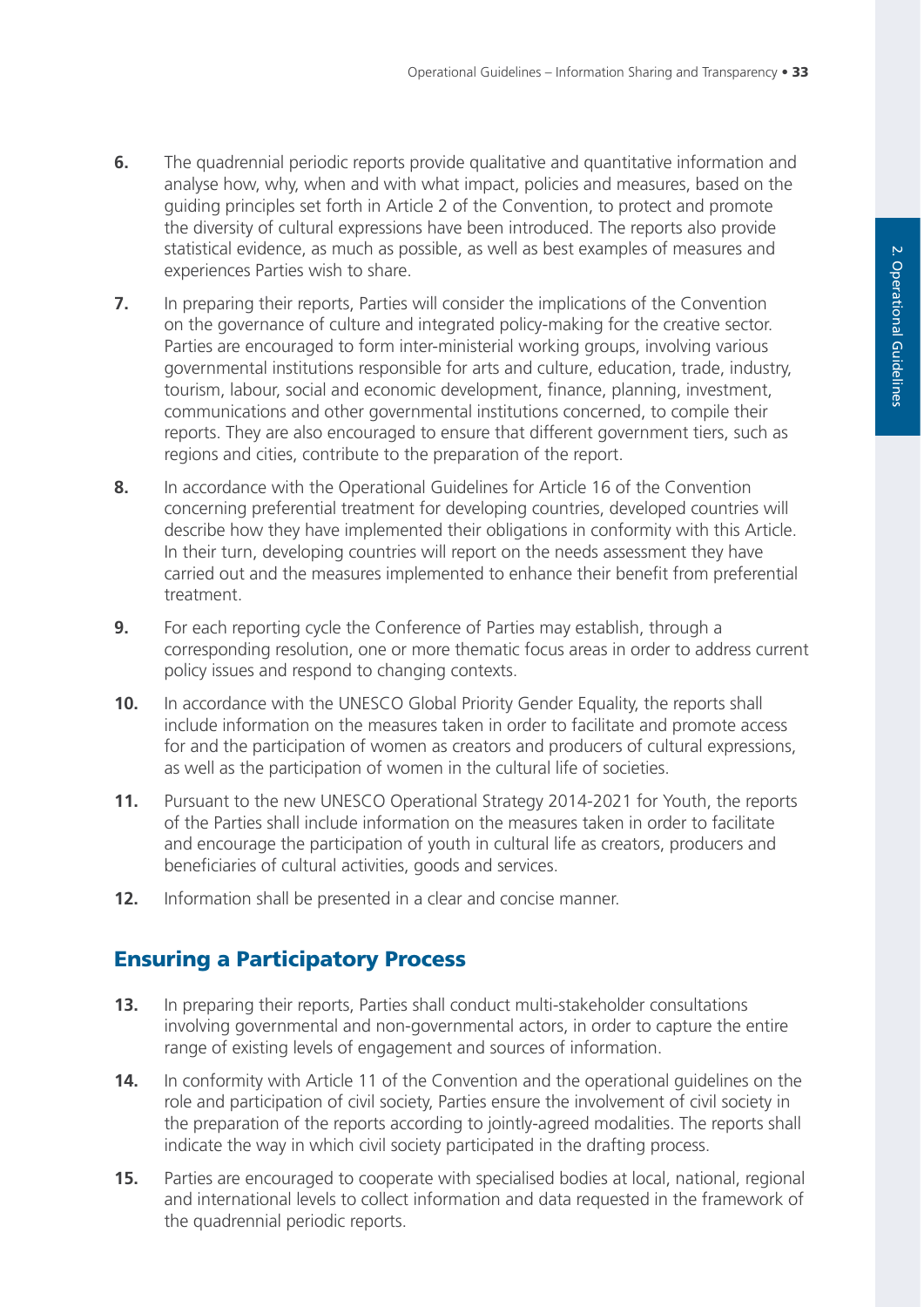**6.** The quadrennial periodic reports provide qualitative and quantitative information and analyse how, why, when and with what impact, policies and measures, based on the guiding principles set forth in Article 2 of the Convention, to protect and promote the diversity of cultural expressions have been introduced. The reports also provide statistical evidence, as much as possible, as well as best examples of measures and experiences Parties wish to share.

**7.** In preparing their reports, Parties will consider the implications of the Convention on the governance of culture and integrated policy-making for the creative sector. Parties are encouraged to form inter-ministerial working groups, involving various governmental institutions responsible for arts and culture, education, trade, industry, tourism, labour, social and economic development, finance, planning, investment, communications and other governmental institutions concerned, to compile their reports. They are also encouraged to ensure that different government tiers, such as regions and cities, contribute to the preparation of the report.

**8.** In accordance with the Operational Guidelines for Article 16 of the Convention concerning preferential treatment for developing countries, developed countries will describe how they have implemented their obligations in conformity with this Article. In their turn, developing countries will report on the needs assessment they have carried out and the measures implemented to enhance their benefit from preferential treatment.

**9.** For each reporting cycle the Conference of Parties may establish, through a corresponding resolution, one or more thematic focus areas in order to address current policy issues and respond to changing contexts.

**10.** In accordance with the UNESCO Global Priority Gender Equality, the reports shall include information on the measures taken in order to facilitate and promote access for and the participation of women as creators and producers of cultural expressions, as well as the participation of women in the cultural life of societies.

**11.** Pursuant to the new UNESCO Operational Strategy 2014-2021 for Youth, the reports of the Parties shall include information on the measures taken in order to facilitate and encourage the participation of youth in cultural life as creators, producers and beneficiaries of cultural activities, goods and services.

**12.** Information shall be presented in a clear and concise manner.

## Ensuring a Participatory Process

**13.** In preparing their reports, Parties shall conduct multi-stakeholder consultations involving governmental and non-governmental actors, in order to capture the entire range of existing levels of engagement and sources of information.

**14.** In conformity with Article 11 of the Convention and the operational guidelines on the role and participation of civil society, Parties ensure the involvement of civil society in the preparation of the reports according to jointly-agreed modalities. The reports shall indicate the way in which civil society participated in the drafting process.

**15.** Parties are encouraged to cooperate with specialised bodies at local, national, regional and international levels to collect information and data requested in the framework of the quadrennial periodic reports.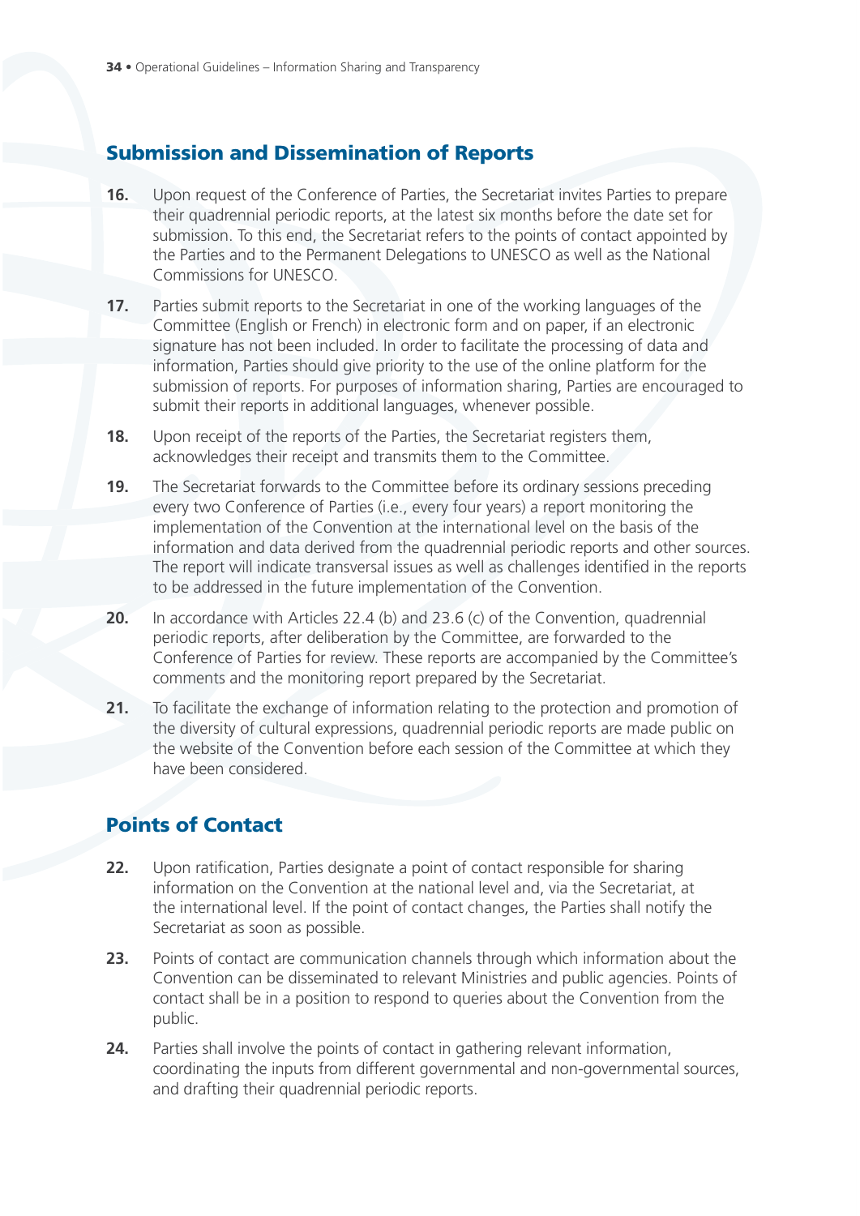## Submission and Dissemination of Reports

**16.** Upon request of the Conference of Parties, the Secretariat invites Parties to prepare their quadrennial periodic reports, at the latest six months before the date set for submission. To this end, the Secretariat refers to the points of contact appointed by the Parties and to the Permanent Delegations to UNESCO as well as the National Commissions for UNESCO.

**17.** Parties submit reports to the Secretariat in one of the working languages of the Committee (English or French) in electronic form and on paper, if an electronic signature has not been included. In order to facilitate the processing of data and information, Parties should give priority to the use of the online platform for the submission of reports. For purposes of information sharing, Parties are encouraged to submit their reports in additional languages, whenever possible.

**18.** Upon receipt of the reports of the Parties, the Secretariat registers them, acknowledges their receipt and transmits them to the Committee.

**19.** The Secretariat forwards to the Committee before its ordinary sessions preceding every two Conference of Parties (i.e., every four years) a report monitoring the implementation of the Convention at the international level on the basis of the information and data derived from the quadrennial periodic reports and other sources. The report will indicate transversal issues as well as challenges identified in the reports to be addressed in the future implementation of the Convention.

**20.** In accordance with Articles 22.4 (b) and 23.6 (c) of the Convention, quadrennial periodic reports, after deliberation by the Committee, are forwarded to the Conference of Parties for review. These reports are accompanied by the Committee's comments and the monitoring report prepared by the Secretariat.

**21.** To facilitate the exchange of information relating to the protection and promotion of the diversity of cultural expressions, quadrennial periodic reports are made public on the website of the Convention before each session of the Committee at which they have been considered.

## Points of Contact

**22.** Upon ratification, Parties designate a point of contact responsible for sharing information on the Convention at the national level and, via the Secretariat, at the international level. If the point of contact changes, the Parties shall notify the Secretariat as soon as possible.

**23.** Points of contact are communication channels through which information about the Convention can be disseminated to relevant Ministries and public agencies. Points of contact shall be in a position to respond to queries about the Convention from the public.

**24.** Parties shall involve the points of contact in gathering relevant information, coordinating the inputs from different governmental and non-governmental sources, and drafting their quadrennial periodic reports.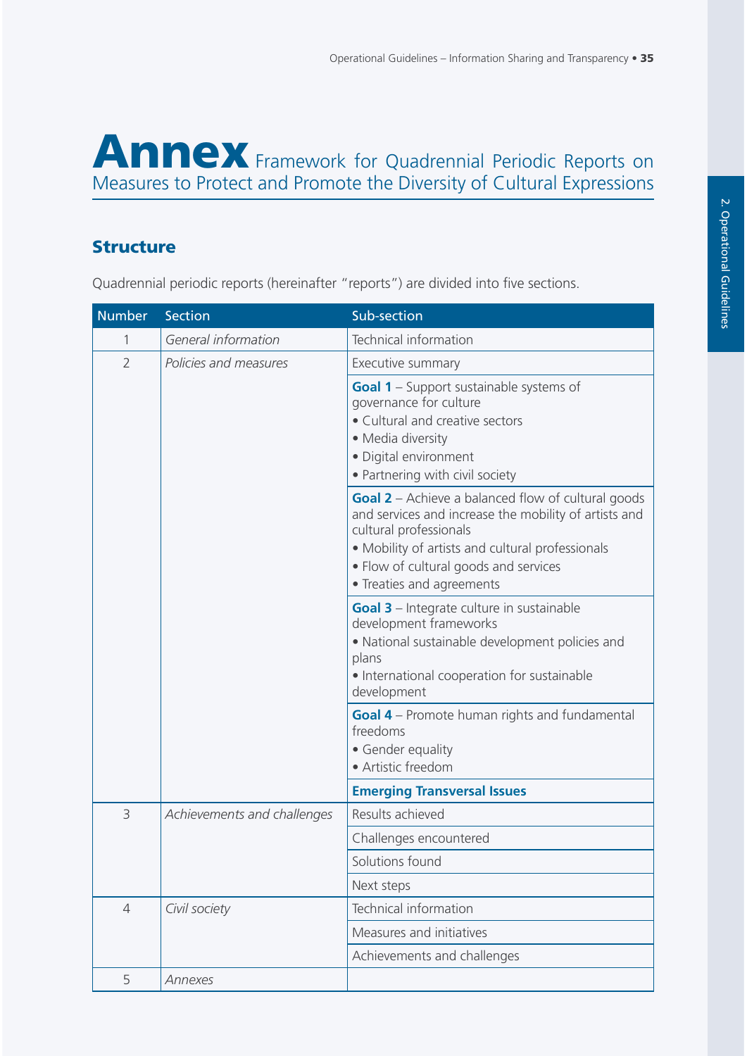# Annex Framework for Quadrennial Periodic Reports on Measures to Protect and Promote the Diversity of Cultural Expressions

## Structure

Quadrennial periodic reports (hereinafter "reports") are divided into five sections.

| Number | Section | Sub-section |
|---|---|---|
| 1 | *General information* | Technical information |
| 2 | *Policies and measures* | Executive summary |
| | | **Goal 1** – Support sustainable systems of governance for culture<br>• Cultural and creative sectors<br>• Media diversity<br>• Digital environment<br>• Partnering with civil society |
| | | **Goal 2** – Achieve a balanced flow of cultural goods and services and increase the mobility of artists and cultural professionals<br>• Mobility of artists and cultural professionals<br>• Flow of cultural goods and services<br>• Treaties and agreements |
| | | **Goal 3** – Integrate culture in sustainable development frameworks<br>• National sustainable development policies and plans<br>• International cooperation for sustainable development |
| | | **Goal 4** – Promote human rights and fundamental freedoms<br>• Gender equality<br>• Artistic freedom |
| | | **Emerging Transversal Issues** |
| 3 | *Achievements and challenges* | Results achieved |
| | | Challenges encountered |
| | | Solutions found |
| | | Next steps |
| 4 | *Civil society* | Technical information |
| | | Measures and initiatives |
| | | Achievements and challenges |
| 5 | *Annexes* | |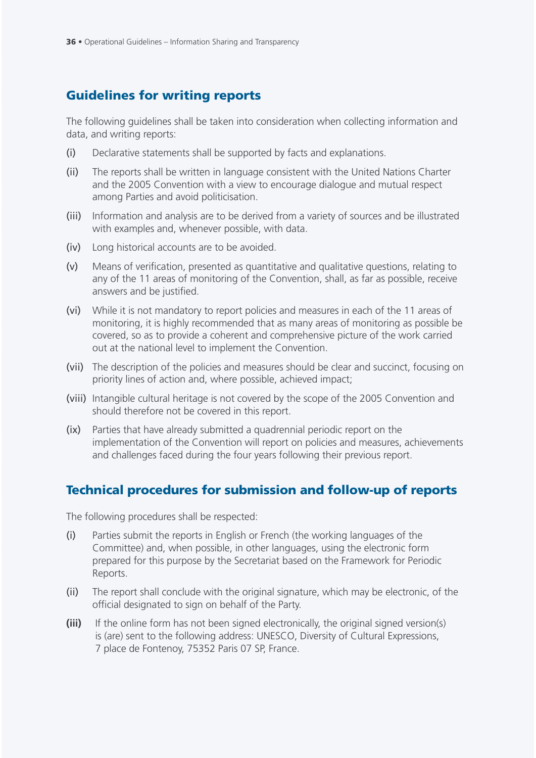## Guidelines for writing reports

The following guidelines shall be taken into consideration when collecting information and data, and writing reports:

(i) Declarative statements shall be supported by facts and explanations.

(ii) The reports shall be written in language consistent with the United Nations Charter and the 2005 Convention with a view to encourage dialogue and mutual respect among Parties and avoid politicisation.

(iii) Information and analysis are to be derived from a variety of sources and be illustrated with examples and, whenever possible, with data.

(iv) Long historical accounts are to be avoided.

(v) Means of verification, presented as quantitative and qualitative questions, relating to any of the 11 areas of monitoring of the Convention, shall, as far as possible, receive answers and be justified.

(vi) While it is not mandatory to report policies and measures in each of the 11 areas of monitoring, it is highly recommended that as many areas of monitoring as possible be covered, so as to provide a coherent and comprehensive picture of the work carried out at the national level to implement the Convention.

(vii) The description of the policies and measures should be clear and succinct, focusing on priority lines of action and, where possible, achieved impact;

(viii) Intangible cultural heritage is not covered by the scope of the 2005 Convention and should therefore not be covered in this report.

(ix) Parties that have already submitted a quadrennial periodic report on the implementation of the Convention will report on policies and measures, achievements and challenges faced during the four years following their previous report.

## Technical procedures for submission and follow-up of reports

The following procedures shall be respected:

(i) Parties submit the reports in English or French (the working languages of the Committee) and, when possible, in other languages, using the electronic form prepared for this purpose by the Secretariat based on the Framework for Periodic Reports.

(ii) The report shall conclude with the original signature, which may be electronic, of the official designated to sign on behalf of the Party.

**(iii)** If the online form has not been signed electronically, the original signed version(s) is (are) sent to the following address: UNESCO, Diversity of Cultural Expressions, 7 place de Fontenoy, 75352 Paris 07 SP, France.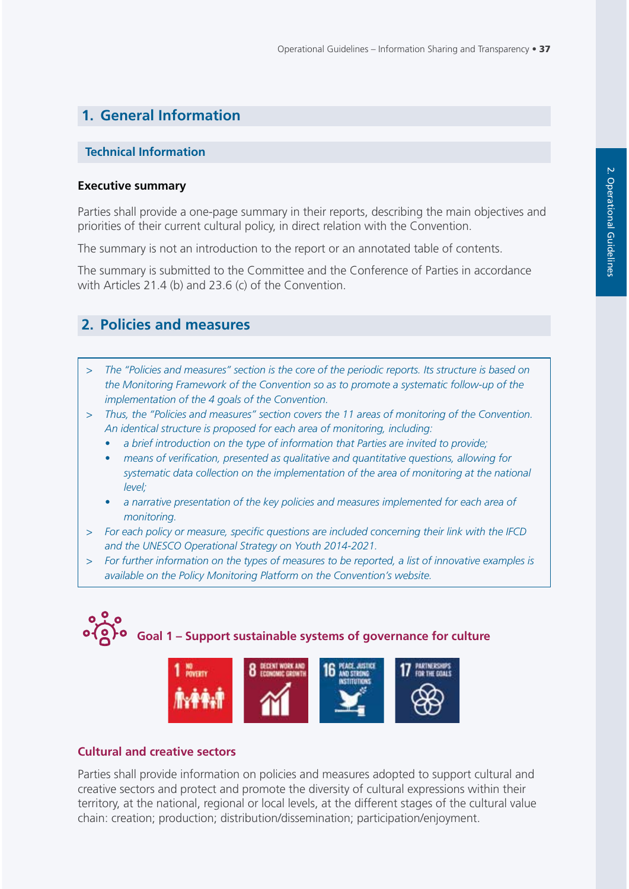## 1. General Information

### Technical Information

**Executive summary**

Parties shall provide a one-page summary in their reports, describing the main objectives and priorities of their current cultural policy, in direct relation with the Convention.

The summary is not an introduction to the report or an annotated table of contents.

The summary is submitted to the Committee and the Conference of Parties in accordance with Articles 21.4 (b) and 23.6 (c) of the Convention.

## 2. Policies and measures

> *The "Policies and measures" section is the core of the periodic reports. Its structure is based on the Monitoring Framework of the Convention so as to promote a systematic follow-up of the implementation of the 4 goals of the Convention.*
>
> *Thus, the "Policies and measures" section covers the 11 areas of monitoring of the Convention. An identical structure is proposed for each area of monitoring, including:*
> - *a brief introduction on the type of information that Parties are invited to provide;*
> - *means of verification, presented as qualitative and quantitative questions, allowing for systematic data collection on the implementation of the area of monitoring at the national level;*
> - *a narrative presentation of the key policies and measures implemented for each area of monitoring.*
>
> *For each policy or measure, specific questions are included concerning their link with the IFCD and the UNESCO Operational Strategy on Youth 2014-2021.*
>
> *For further information on the types of measures to be reported, a list of innovative examples is available on the Policy Monitoring Platform on the Convention's website.*

### Goal 1 – Support sustainable systems of governance for culture

1 NO POVERTY | 8 DECENT WORK AND ECONOMIC GROWTH | 16 PEACE, JUSTICE AND STRONG INSTITUTIONS | 17 PARTNERSHIPS FOR THE GOALS

#### Cultural and creative sectors

Parties shall provide information on policies and measures adopted to support cultural and creative sectors and protect and promote the diversity of cultural expressions within their territory, at the national, regional or local levels, at the different stages of the cultural value chain: creation; production; distribution/dissemination; participation/enjoyment.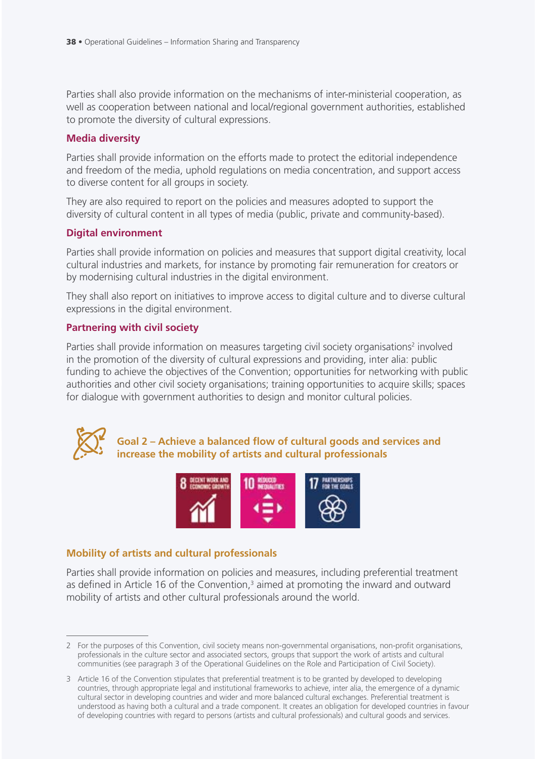Parties shall also provide information on the mechanisms of inter-ministerial cooperation, as well as cooperation between national and local/regional government authorities, established to promote the diversity of cultural expressions.

### Media diversity

Parties shall provide information on the efforts made to protect the editorial independence and freedom of the media, uphold regulations on media concentration, and support access to diverse content for all groups in society.

They are also required to report on the policies and measures adopted to support the diversity of cultural content in all types of media (public, private and community-based).

### Digital environment

Parties shall provide information on policies and measures that support digital creativity, local cultural industries and markets, for instance by promoting fair remuneration for creators or by modernising cultural industries in the digital environment.

They shall also report on initiatives to improve access to digital culture and to diverse cultural expressions in the digital environment.

### Partnering with civil society

Parties shall provide information on measures targeting civil society organisations[2] involved in the promotion of the diversity of cultural expressions and providing, inter alia: public funding to achieve the objectives of the Convention; opportunities for networking with public authorities and other civil society organisations; training opportunities to acquire skills; spaces for dialogue with government authorities to design and monitor cultural policies.

## Goal 2 – Achieve a balanced flow of cultural goods and services and increase the mobility of artists and cultural professionals

8 DECENT WORK AND ECONOMIC GROWTH | 10 REDUCED INEQUALITIES | 17 PARTNERSHIPS FOR THE GOALS

### Mobility of artists and cultural professionals

Parties shall provide information on policies and measures, including preferential treatment as defined in Article 16 of the Convention,[3] aimed at promoting the inward and outward mobility of artists and other cultural professionals around the world.

---

2 For the purposes of this Convention, civil society means non-governmental organisations, non-profit organisations, professionals in the culture sector and associated sectors, groups that support the work of artists and cultural communities (see paragraph 3 of the Operational Guidelines on the Role and Participation of Civil Society).

3 Article 16 of the Convention stipulates that preferential treatment is to be granted by developed to developing countries, through appropriate legal and institutional frameworks to achieve, inter alia, the emergence of a dynamic cultural sector in developing countries and wider and more balanced cultural exchanges. Preferential treatment is understood as having both a cultural and a trade component. It creates an obligation for developed countries in favour of developing countries with regard to persons (artists and cultural professionals) and cultural goods and services.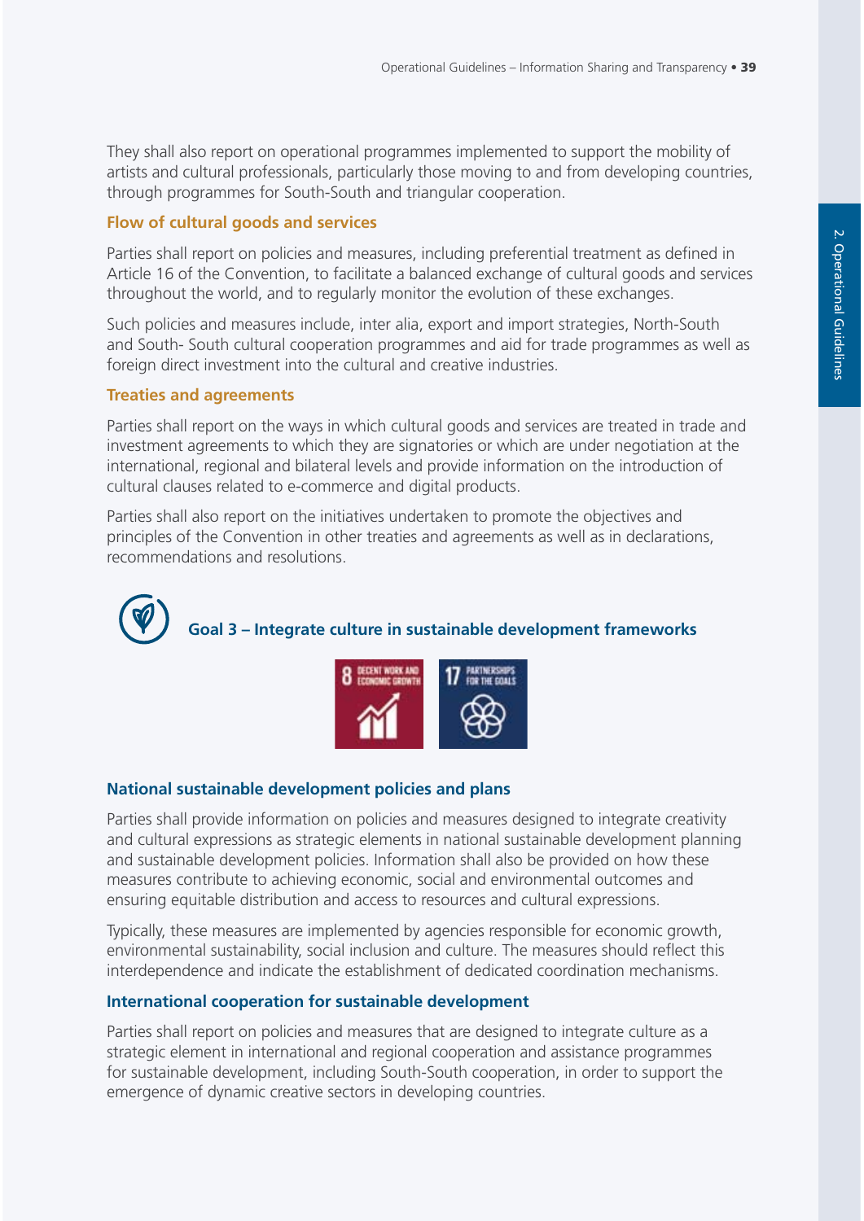They shall also report on operational programmes implemented to support the mobility of artists and cultural professionals, particularly those moving to and from developing countries, through programmes for South-South and triangular cooperation.

### Flow of cultural goods and services

Parties shall report on policies and measures, including preferential treatment as defined in Article 16 of the Convention, to facilitate a balanced exchange of cultural goods and services throughout the world, and to regularly monitor the evolution of these exchanges.

Such policies and measures include, inter alia, export and import strategies, North-South and South- South cultural cooperation programmes and aid for trade programmes as well as foreign direct investment into the cultural and creative industries.

### Treaties and agreements

Parties shall report on the ways in which cultural goods and services are treated in trade and investment agreements to which they are signatories or which are under negotiation at the international, regional and bilateral levels and provide information on the introduction of cultural clauses related to e-commerce and digital products.

Parties shall also report on the initiatives undertaken to promote the objectives and principles of the Convention in other treaties and agreements as well as in declarations, recommendations and resolutions.

## Goal 3 – Integrate culture in sustainable development frameworks

8 DECENT WORK AND ECONOMIC GROWTH

17 PARTNERSHIPS FOR THE GOALS

### National sustainable development policies and plans

Parties shall provide information on policies and measures designed to integrate creativity and cultural expressions as strategic elements in national sustainable development planning and sustainable development policies. Information shall also be provided on how these measures contribute to achieving economic, social and environmental outcomes and ensuring equitable distribution and access to resources and cultural expressions.

Typically, these measures are implemented by agencies responsible for economic growth, environmental sustainability, social inclusion and culture. The measures should reflect this interdependence and indicate the establishment of dedicated coordination mechanisms.

### International cooperation for sustainable development

Parties shall report on policies and measures that are designed to integrate culture as a strategic element in international and regional cooperation and assistance programmes for sustainable development, including South-South cooperation, in order to support the emergence of dynamic creative sectors in developing countries.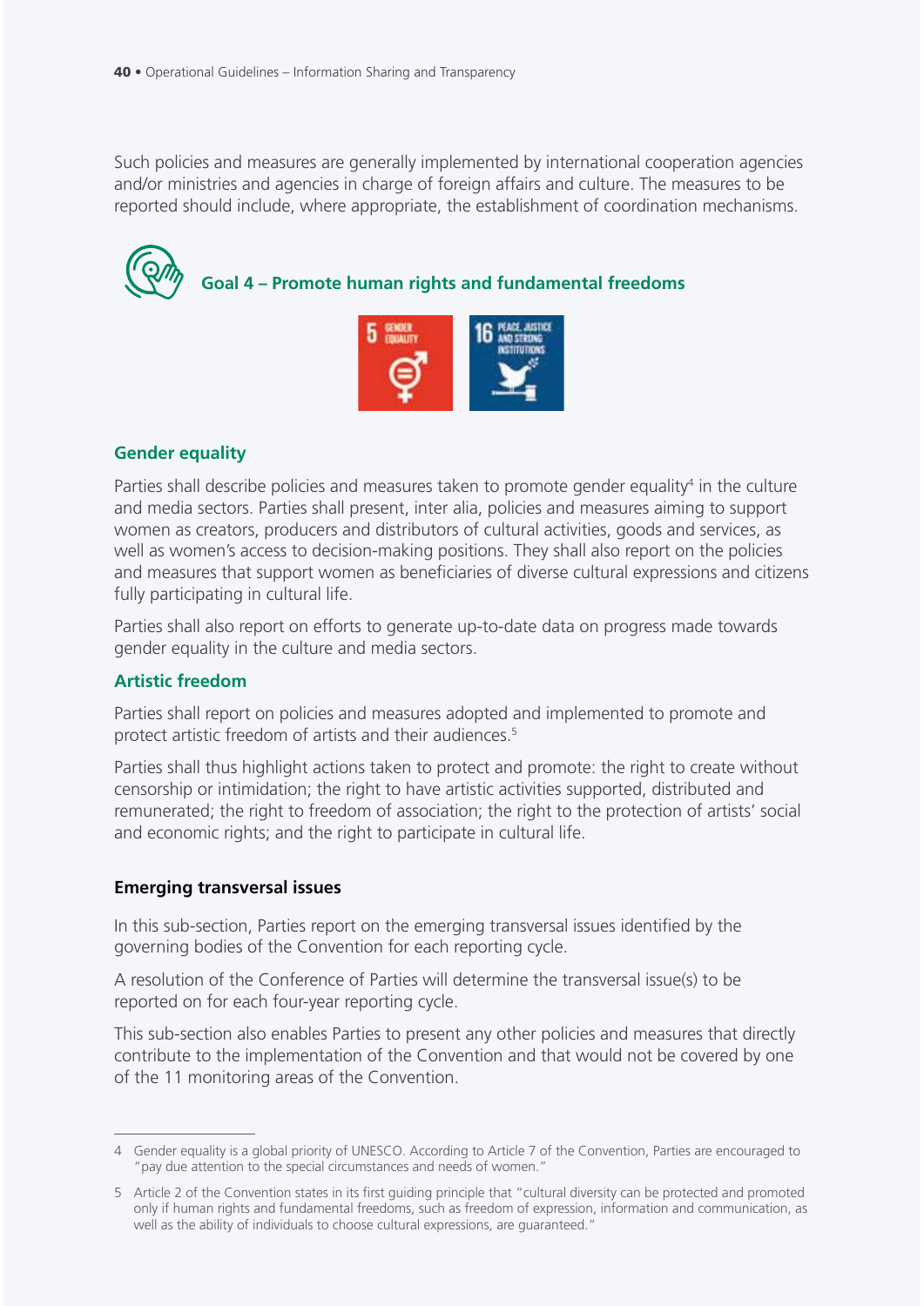Such policies and measures are generally implemented by international cooperation agencies and/or ministries and agencies in charge of foreign affairs and culture. The measures to be reported should include, where appropriate, the establishment of coordination mechanisms.

## Goal 4 – Promote human rights and fundamental freedoms

### Gender equality

Parties shall describe policies and measures taken to promote gender equality[4] in the culture and media sectors. Parties shall present, inter alia, policies and measures aiming to support women as creators, producers and distributors of cultural activities, goods and services, as well as women's access to decision-making positions. They shall also report on the policies and measures that support women as beneficiaries of diverse cultural expressions and citizens fully participating in cultural life.

Parties shall also report on efforts to generate up-to-date data on progress made towards gender equality in the culture and media sectors.

### Artistic freedom

Parties shall report on policies and measures adopted and implemented to promote and protect artistic freedom of artists and their audiences.[5]

Parties shall thus highlight actions taken to protect and promote: the right to create without censorship or intimidation; the right to have artistic activities supported, distributed and remunerated; the right to freedom of association; the right to the protection of artists' social and economic rights; and the right to participate in cultural life.

### Emerging transversal issues

In this sub-section, Parties report on the emerging transversal issues identified by the governing bodies of the Convention for each reporting cycle.

A resolution of the Conference of Parties will determine the transversal issue(s) to be reported on for each four-year reporting cycle.

This sub-section also enables Parties to present any other policies and measures that directly contribute to the implementation of the Convention and that would not be covered by one of the 11 monitoring areas of the Convention.

---

4 Gender equality is a global priority of UNESCO. According to Article 7 of the Convention, Parties are encouraged to "pay due attention to the special circumstances and needs of women."

5 Article 2 of the Convention states in its first guiding principle that "cultural diversity can be protected and promoted only if human rights and fundamental freedoms, such as freedom of expression, information and communication, as well as the ability of individuals to choose cultural expressions, are guaranteed."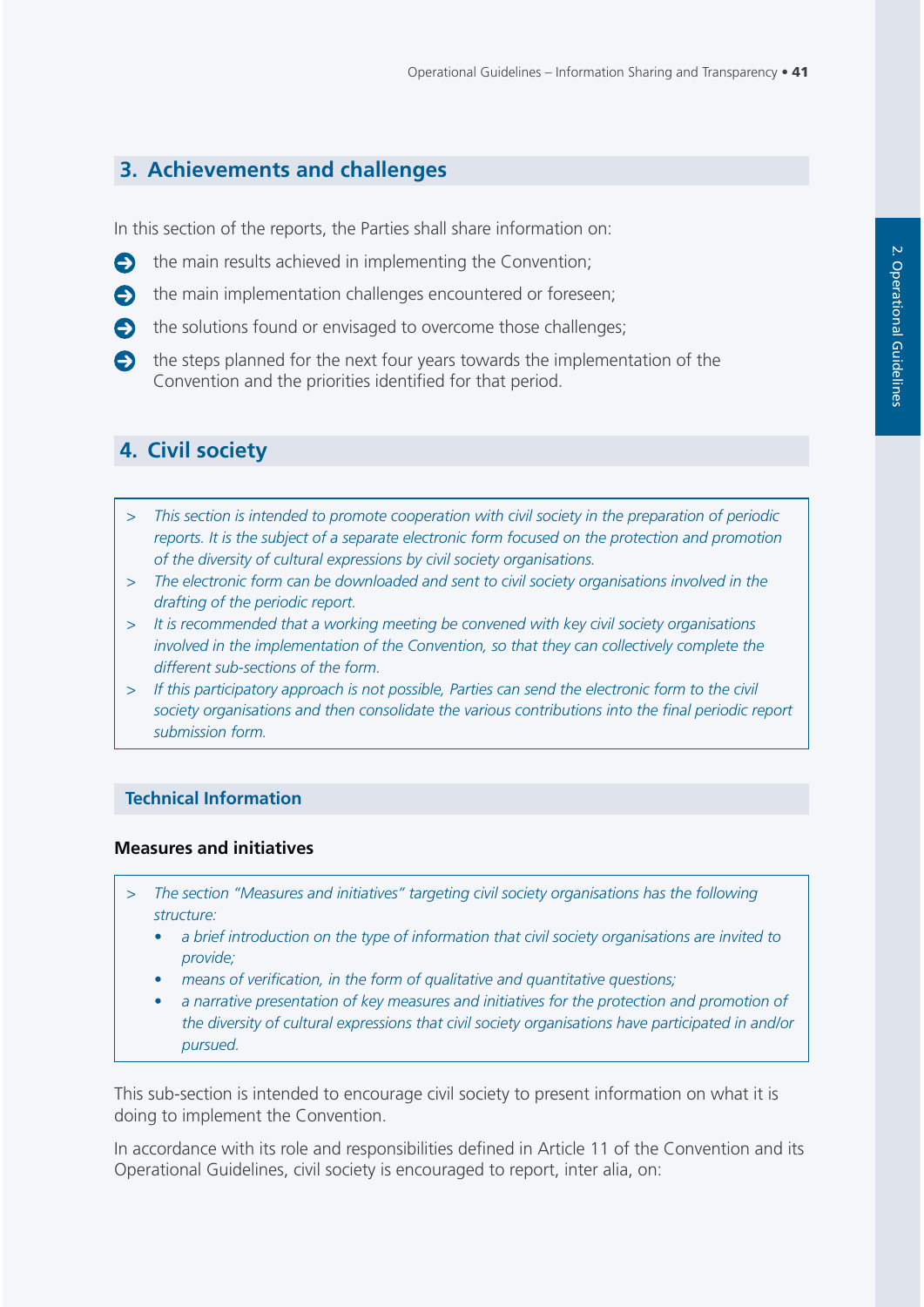## 3. Achievements and challenges

In this section of the reports, the Parties shall share information on:

- the main results achieved in implementing the Convention;
- the main implementation challenges encountered or foreseen;
- the solutions found or envisaged to overcome those challenges;
- the steps planned for the next four years towards the implementation of the Convention and the priorities identified for that period.

## 4. Civil society

> *This section is intended to promote cooperation with civil society in the preparation of periodic reports. It is the subject of a separate electronic form focused on the protection and promotion of the diversity of cultural expressions by civil society organisations.*
>
> *The electronic form can be downloaded and sent to civil society organisations involved in the drafting of the periodic report.*
>
> *It is recommended that a working meeting be convened with key civil society organisations involved in the implementation of the Convention, so that they can collectively complete the different sub-sections of the form.*
>
> *If this participatory approach is not possible, Parties can send the electronic form to the civil society organisations and then consolidate the various contributions into the final periodic report submission form.*

### Technical Information

#### Measures and initiatives

> *The section "Measures and initiatives" targeting civil society organisations has the following structure:*
>
> - *a brief introduction on the type of information that civil society organisations are invited to provide;*
> - *means of verification, in the form of qualitative and quantitative questions;*
> - *a narrative presentation of key measures and initiatives for the protection and promotion of the diversity of cultural expressions that civil society organisations have participated in and/or pursued.*

This sub-section is intended to encourage civil society to present information on what it is doing to implement the Convention.

In accordance with its role and responsibilities defined in Article 11 of the Convention and its Operational Guidelines, civil society is encouraged to report, inter alia, on: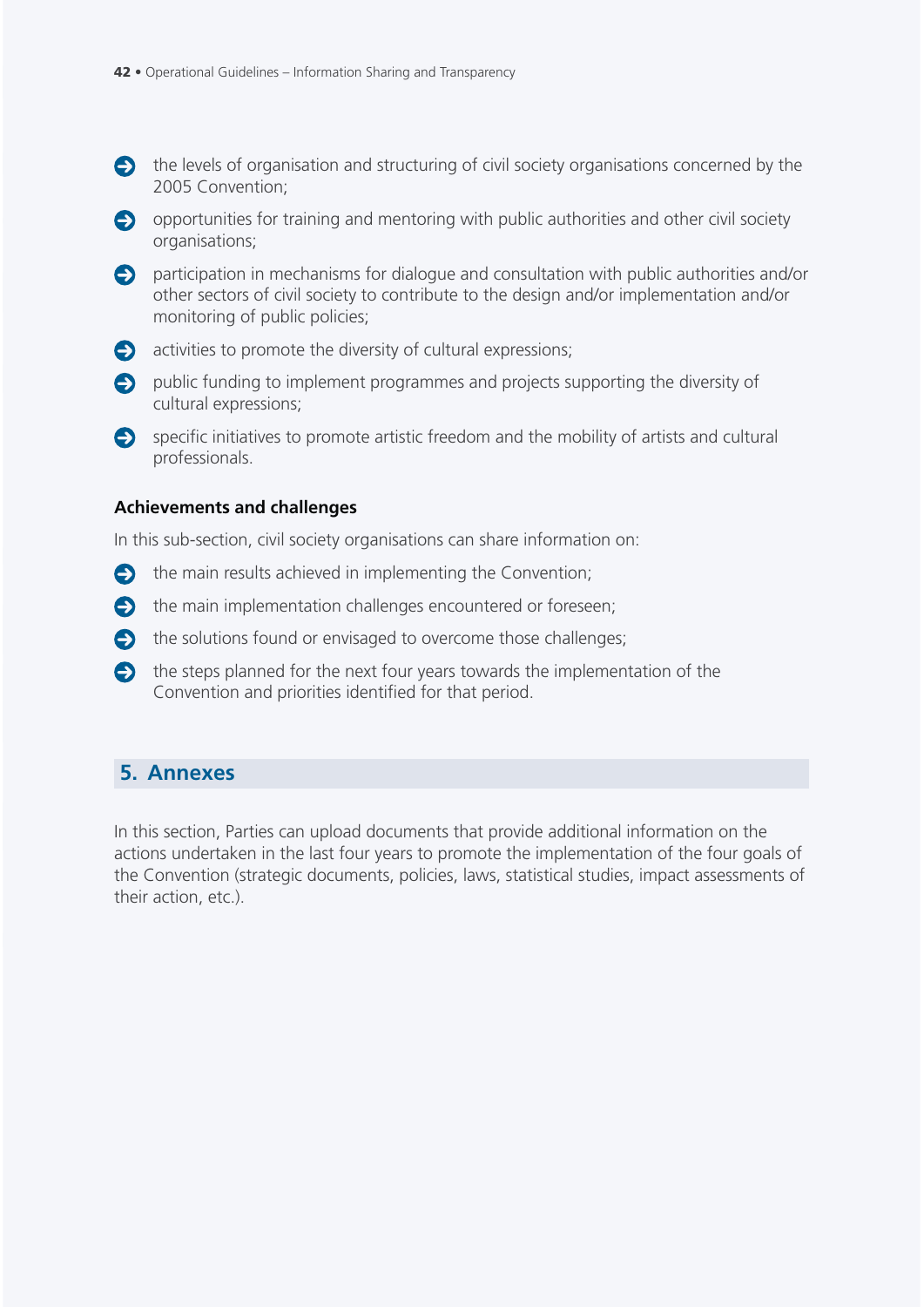- the levels of organisation and structuring of civil society organisations concerned by the 2005 Convention;
- opportunities for training and mentoring with public authorities and other civil society organisations;
- participation in mechanisms for dialogue and consultation with public authorities and/or other sectors of civil society to contribute to the design and/or implementation and/or monitoring of public policies;
- activities to promote the diversity of cultural expressions;
- public funding to implement programmes and projects supporting the diversity of cultural expressions;
- specific initiatives to promote artistic freedom and the mobility of artists and cultural professionals.

**Achievements and challenges**

In this sub-section, civil society organisations can share information on:

- the main results achieved in implementing the Convention;
- the main implementation challenges encountered or foreseen;
- the solutions found or envisaged to overcome those challenges;
- the steps planned for the next four years towards the implementation of the Convention and priorities identified for that period.

## 5. Annexes

In this section, Parties can upload documents that provide additional information on the actions undertaken in the last four years to promote the implementation of the four goals of the Convention (strategic documents, policies, laws, statistical studies, impact assessments of their action, etc.).